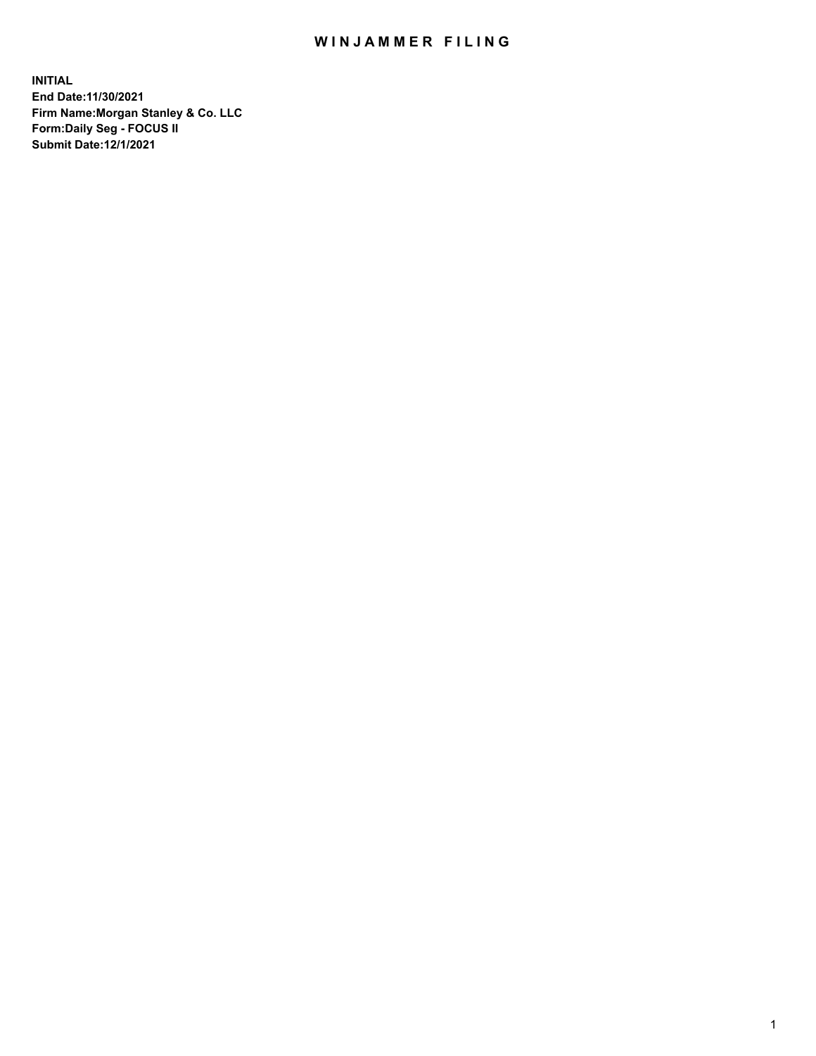# WINJAMMER FILING

**INITIAL**
**End Date:11/30/2021**
**Firm Name:Morgan Stanley & Co. LLC**
**Form:Daily Seg - FOCUS II**
**Submit Date:12/1/2021**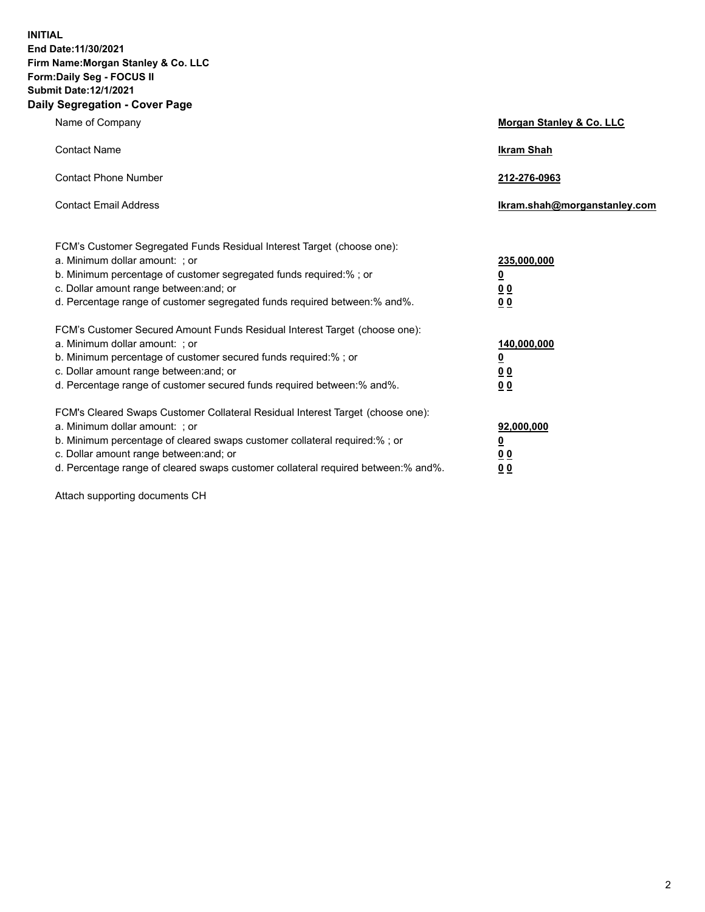**INITIAL**
**End Date:11/30/2021**
**Firm Name:Morgan Stanley & Co. LLC**
**Form:Daily Seg - FOCUS II**
**Submit Date:12/1/2021**

## Daily Segregation - Cover Page

| | |
|---|---|
| Name of Company | **Morgan Stanley & Co. LLC** |
| Contact Name | **Ikram Shah** |
| Contact Phone Number | **212-276-0963** |
| Contact Email Address | **Ikram.shah@morganstanley.com** |

| | |
|---|---|
| FCM's Customer Segregated Funds Residual Interest Target (choose one): | |
| a. Minimum dollar amount: ; or | **235,000,000** |
| b. Minimum percentage of customer segregated funds required:% ; or | **0** |
| c. Dollar amount range between:and; or | **0 0** |
| d. Percentage range of customer segregated funds required between:% and%. | **0 0** |
| FCM's Customer Secured Amount Funds Residual Interest Target (choose one): | |
| a. Minimum dollar amount: ; or | **140,000,000** |
| b. Minimum percentage of customer secured funds required:% ; or | **0** |
| c. Dollar amount range between:and; or | **0 0** |
| d. Percentage range of customer secured funds required between:% and%. | **0 0** |
| FCM's Cleared Swaps Customer Collateral Residual Interest Target (choose one): | |
| a. Minimum dollar amount: ; or | **92,000,000** |
| b. Minimum percentage of cleared swaps customer collateral required:% ; or | **0** |
| c. Dollar amount range between:and; or | **0 0** |
| d. Percentage range of cleared swaps customer collateral required between:% and%. | **0 0** |

Attach supporting documents CH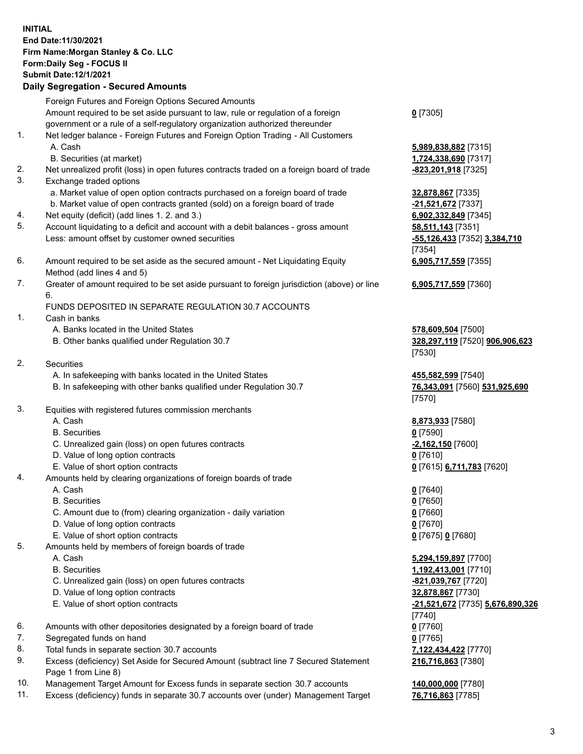**INITIAL**
**End Date:11/30/2021**
**Firm Name:Morgan Stanley & Co. LLC**
**Form:Daily Seg - FOCUS II**
**Submit Date:12/1/2021**

## Daily Segregation - Secured Amounts

| | | |
|---|---|---|
| | Foreign Futures and Foreign Options Secured Amounts | |
| | Amount required to be set aside pursuant to law, rule or regulation of a foreign government or a rule of a self-regulatory organization authorized thereunder | **0** [7305] |
| 1. | Net ledger balance - Foreign Futures and Foreign Option Trading - All Customers | |
| | A. Cash | **5,989,838,882** [7315] |
| | B. Securities (at market) | **1,724,338,690** [7317] |
| 2. | Net unrealized profit (loss) in open futures contracts traded on a foreign board of trade | **-823,201,918** [7325] |
| 3. | Exchange traded options | |
| | a. Market value of open option contracts purchased on a foreign board of trade | **32,878,867** [7335] |
| | b. Market value of open contracts granted (sold) on a foreign board of trade | **-21,521,672** [7337] |
| 4. | Net equity (deficit) (add lines 1. 2. and 3.) | **6,902,332,849** [7345] |
| 5. | Account liquidating to a deficit and account with a debit balances - gross amount | **58,511,143** [7351] |
| | Less: amount offset by customer owned securities | **-55,126,433** [7352] **3,384,710** [7354] |
| 6. | Amount required to be set aside as the secured amount - Net Liquidating Equity Method (add lines 4 and 5) | **6,905,717,559** [7355] |
| 7. | Greater of amount required to be set aside pursuant to foreign jurisdiction (above) or line 6. | **6,905,717,559** [7360] |
| | FUNDS DEPOSITED IN SEPARATE REGULATION 30.7 ACCOUNTS | |
| 1. | Cash in banks | |
| | A. Banks located in the United States | **578,609,504** [7500] |
| | B. Other banks qualified under Regulation 30.7 | **328,297,119** [7520] **906,906,623** [7530] |
| 2. | Securities | |
| | A. In safekeeping with banks located in the United States | **455,582,599** [7540] |
| | B. In safekeeping with other banks qualified under Regulation 30.7 | **76,343,091** [7560] **531,925,690** [7570] |
| 3. | Equities with registered futures commission merchants | |
| | A. Cash | **8,873,933** [7580] |
| | B. Securities | **0** [7590] |
| | C. Unrealized gain (loss) on open futures contracts | **-2,162,150** [7600] |
| | D. Value of long option contracts | **0** [7610] |
| | E. Value of short option contracts | **0** [7615] **6,711,783** [7620] |
| 4. | Amounts held by clearing organizations of foreign boards of trade | |
| | A. Cash | **0** [7640] |
| | B. Securities | **0** [7650] |
| | C. Amount due to (from) clearing organization - daily variation | **0** [7660] |
| | D. Value of long option contracts | **0** [7670] |
| | E. Value of short option contracts | **0** [7675] **0** [7680] |
| 5. | Amounts held by members of foreign boards of trade | |
| | A. Cash | **5,294,159,897** [7700] |
| | B. Securities | **1,192,413,001** [7710] |
| | C. Unrealized gain (loss) on open futures contracts | **-821,039,767** [7720] |
| | D. Value of long option contracts | **32,878,867** [7730] |
| | E. Value of short option contracts | **-21,521,672** [7735] **5,676,890,326** [7740] |
| 6. | Amounts with other depositories designated by a foreign board of trade | **0** [7760] |
| 7. | Segregated funds on hand | **0** [7765] |
| 8. | Total funds in separate section 30.7 accounts | **7,122,434,422** [7770] |
| 9. | Excess (deficiency) Set Aside for Secured Amount (subtract line 7 Secured Statement Page 1 from Line 8) | **216,716,863** [7380] |
| 10. | Management Target Amount for Excess funds in separate section 30.7 accounts | **140,000,000** [7780] |
| 11. | Excess (deficiency) funds in separate 30.7 accounts over (under) Management Target | **76,716,863** [7785] |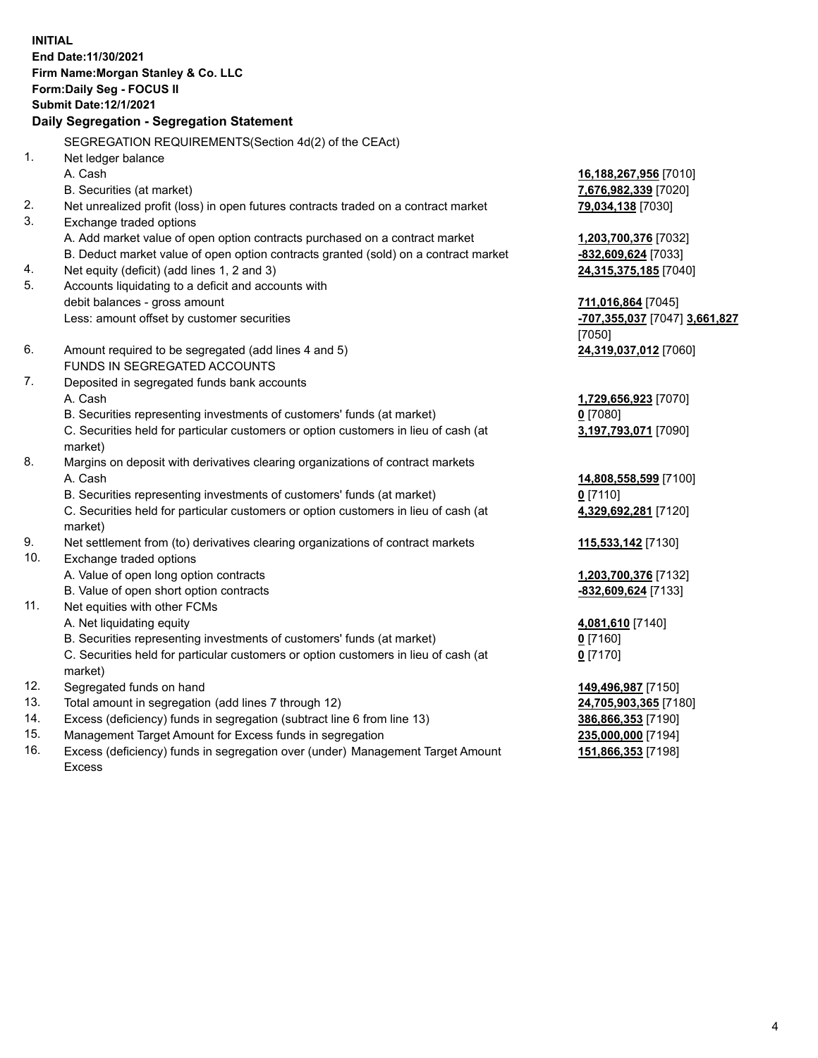**INITIAL**
**End Date:11/30/2021**
**Firm Name:Morgan Stanley & Co. LLC**
**Form:Daily Seg - FOCUS II**
**Submit Date:12/1/2021**

## Daily Segregation - Segregation Statement

SEGREGATION REQUIREMENTS(Section 4d(2) of the CEAct)

| | | |
|---|---|---|
| 1. | Net ledger balance | |
| | A. Cash | **16,188,267,956** [7010] |
| | B. Securities (at market) | **7,676,982,339** [7020] |
| 2. | Net unrealized profit (loss) in open futures contracts traded on a contract market | **79,034,138** [7030] |
| 3. | Exchange traded options | |
| | A. Add market value of open option contracts purchased on a contract market | **1,203,700,376** [7032] |
| | B. Deduct market value of open option contracts granted (sold) on a contract market | **-832,609,624** [7033] |
| 4. | Net equity (deficit) (add lines 1, 2 and 3) | **24,315,375,185** [7040] |
| 5. | Accounts liquidating to a deficit and accounts with debit balances - gross amount | **711,016,864** [7045] |
| | Less: amount offset by customer securities | **-707,355,037** [7047] **3,661,827** [7050] |
| 6. | Amount required to be segregated (add lines 4 and 5) | **24,319,037,012** [7060] |
| | FUNDS IN SEGREGATED ACCOUNTS | |
| 7. | Deposited in segregated funds bank accounts | |
| | A. Cash | **1,729,656,923** [7070] |
| | B. Securities representing investments of customers' funds (at market) | **0** [7080] |
| | C. Securities held for particular customers or option customers in lieu of cash (at market) | **3,197,793,071** [7090] |
| 8. | Margins on deposit with derivatives clearing organizations of contract markets | |
| | A. Cash | **14,808,558,599** [7100] |
| | B. Securities representing investments of customers' funds (at market) | **0** [7110] |
| | C. Securities held for particular customers or option customers in lieu of cash (at market) | **4,329,692,281** [7120] |
| 9. | Net settlement from (to) derivatives clearing organizations of contract markets | **115,533,142** [7130] |
| 10. | Exchange traded options | |
| | A. Value of open long option contracts | **1,203,700,376** [7132] |
| | B. Value of open short option contracts | **-832,609,624** [7133] |
| 11. | Net equities with other FCMs | |
| | A. Net liquidating equity | **4,081,610** [7140] |
| | B. Securities representing investments of customers' funds (at market) | **0** [7160] |
| | C. Securities held for particular customers or option customers in lieu of cash (at market) | **0** [7170] |
| 12. | Segregated funds on hand | **149,496,987** [7150] |
| 13. | Total amount in segregation (add lines 7 through 12) | **24,705,903,365** [7180] |
| 14. | Excess (deficiency) funds in segregation (subtract line 6 from line 13) | **386,866,353** [7190] |
| 15. | Management Target Amount for Excess funds in segregation | **235,000,000** [7194] |
| 16. | Excess (deficiency) funds in segregation over (under) Management Target Amount Excess | **151,866,353** [7198] |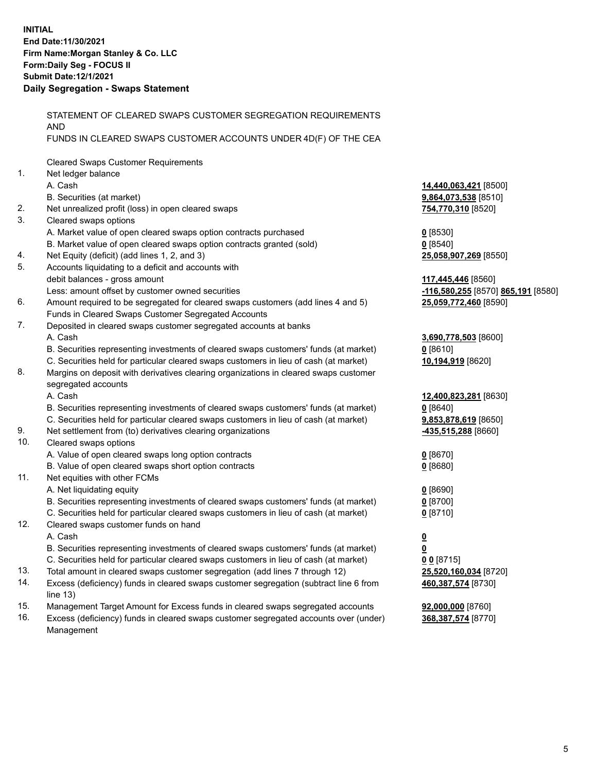**INITIAL**
**End Date:11/30/2021**
**Firm Name:Morgan Stanley & Co. LLC**
**Form:Daily Seg - FOCUS II**
**Submit Date:12/1/2021**
**Daily Segregation - Swaps Statement**

STATEMENT OF CLEARED SWAPS CUSTOMER SEGREGATION REQUIREMENTS AND
FUNDS IN CLEARED SWAPS CUSTOMER ACCOUNTS UNDER 4D(F) OF THE CEA

| | | |
|---|---|---|
| | Cleared Swaps Customer Requirements | |
| 1. | Net ledger balance | |
| | A. Cash | **14,440,063,421** [8500] |
| | B. Securities (at market) | **9,864,073,538** [8510] |
| 2. | Net unrealized profit (loss) in open cleared swaps | **754,770,310** [8520] |
| 3. | Cleared swaps options | |
| | A. Market value of open cleared swaps option contracts purchased | **0** [8530] |
| | B. Market value of open cleared swaps option contracts granted (sold) | **0** [8540] |
| 4. | Net Equity (deficit) (add lines 1, 2, and 3) | **25,058,907,269** [8550] |
| 5. | Accounts liquidating to a deficit and accounts with debit balances - gross amount | **117,445,446** [8560] |
| | Less: amount offset by customer owned securities | **-116,580,255** [8570] **865,191** [8580] |
| 6. | Amount required to be segregated for cleared swaps customers (add lines 4 and 5) | **25,059,772,460** [8590] |
| | Funds in Cleared Swaps Customer Segregated Accounts | |
| 7. | Deposited in cleared swaps customer segregated accounts at banks | |
| | A. Cash | **3,690,778,503** [8600] |
| | B. Securities representing investments of cleared swaps customers' funds (at market) | **0** [8610] |
| | C. Securities held for particular cleared swaps customers in lieu of cash (at market) | **10,194,919** [8620] |
| 8. | Margins on deposit with derivatives clearing organizations in cleared swaps customer segregated accounts | |
| | A. Cash | **12,400,823,281** [8630] |
| | B. Securities representing investments of cleared swaps customers' funds (at market) | **0** [8640] |
| | C. Securities held for particular cleared swaps customers in lieu of cash (at market) | **9,853,878,619** [8650] |
| 9. | Net settlement from (to) derivatives clearing organizations | **-435,515,288** [8660] |
| 10. | Cleared swaps options | |
| | A. Value of open cleared swaps long option contracts | **0** [8670] |
| | B. Value of open cleared swaps short option contracts | **0** [8680] |
| 11. | Net equities with other FCMs | |
| | A. Net liquidating equity | **0** [8690] |
| | B. Securities representing investments of cleared swaps customers' funds (at market) | **0** [8700] |
| | C. Securities held for particular cleared swaps customers in lieu of cash (at market) | **0** [8710] |
| 12. | Cleared swaps customer funds on hand | |
| | A. Cash | **0** |
| | B. Securities representing investments of cleared swaps customers' funds (at market) | **0** |
| | C. Securities held for particular cleared swaps customers in lieu of cash (at market) | **0** **0** [8715] |
| 13. | Total amount in cleared swaps customer segregation (add lines 7 through 12) | **25,520,160,034** [8720] |
| 14. | Excess (deficiency) funds in cleared swaps customer segregation (subtract line 6 from line 13) | **460,387,574** [8730] |
| 15. | Management Target Amount for Excess funds in cleared swaps segregated accounts | **92,000,000** [8760] |
| 16. | Excess (deficiency) funds in cleared swaps customer segregated accounts over (under) Management | **368,387,574** [8770] |